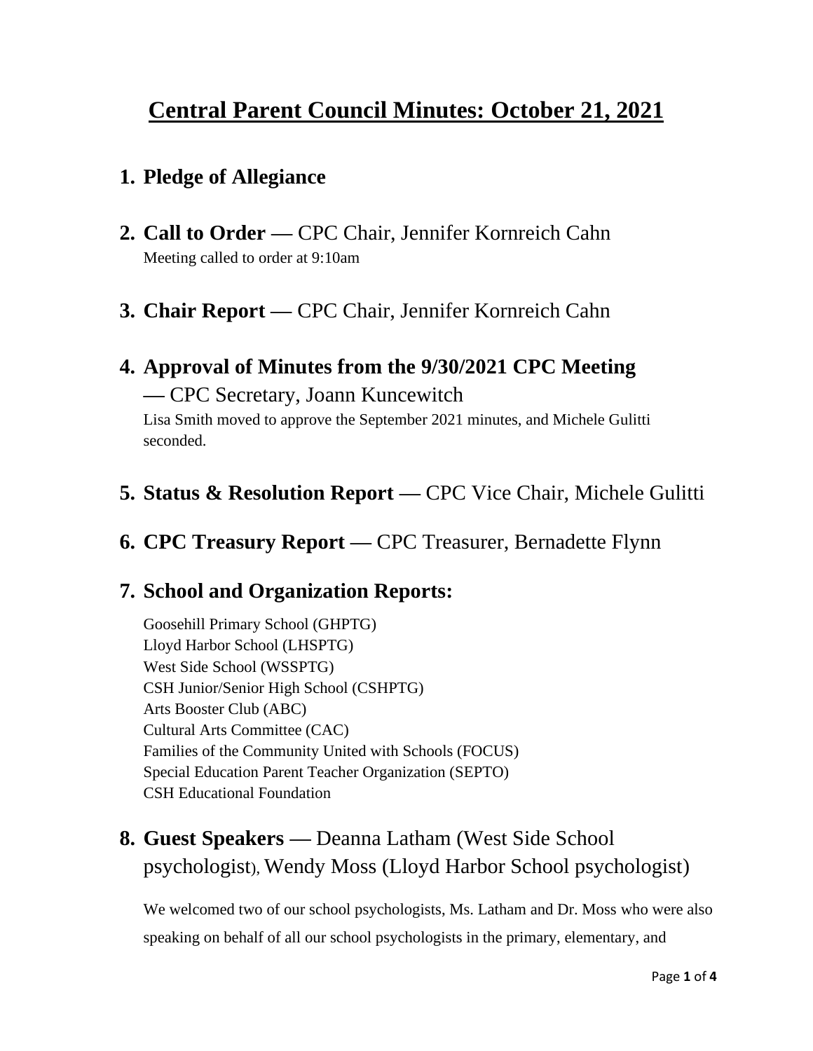# Central Parent Council Minutes: October 21, 2021

## 1. Pledge of Allegiance

## 2. Call to Order — CPC Chair, Jennifer Kornreich Cahn

Meeting called to order at 9:10am

## 3. Chair Report — CPC Chair, Jennifer Kornreich Cahn

## 4. Approval of Minutes from the 9/30/2021 CPC Meeting — CPC Secretary, Joann Kuncewitch

Lisa Smith moved to approve the September 2021 minutes, and Michele Gulitti seconded.

## 5. Status & Resolution Report — CPC Vice Chair, Michele Gulitti

## 6. CPC Treasury Report — CPC Treasurer, Bernadette Flynn

## 7. School and Organization Reports:

Goosehill Primary School (GHPTG)
Lloyd Harbor School (LHSPTG)
West Side School (WSSPTG)
CSH Junior/Senior High School (CSHPTG)
Arts Booster Club (ABC)
Cultural Arts Committee (CAC)
Families of the Community United with Schools (FOCUS)
Special Education Parent Teacher Organization (SEPTO)
CSH Educational Foundation

## 8. Guest Speakers — Deanna Latham (West Side School psychologist), Wendy Moss (Lloyd Harbor School psychologist)

We welcomed two of our school psychologists, Ms. Latham and Dr. Moss who were also speaking on behalf of all our school psychologists in the primary, elementary, and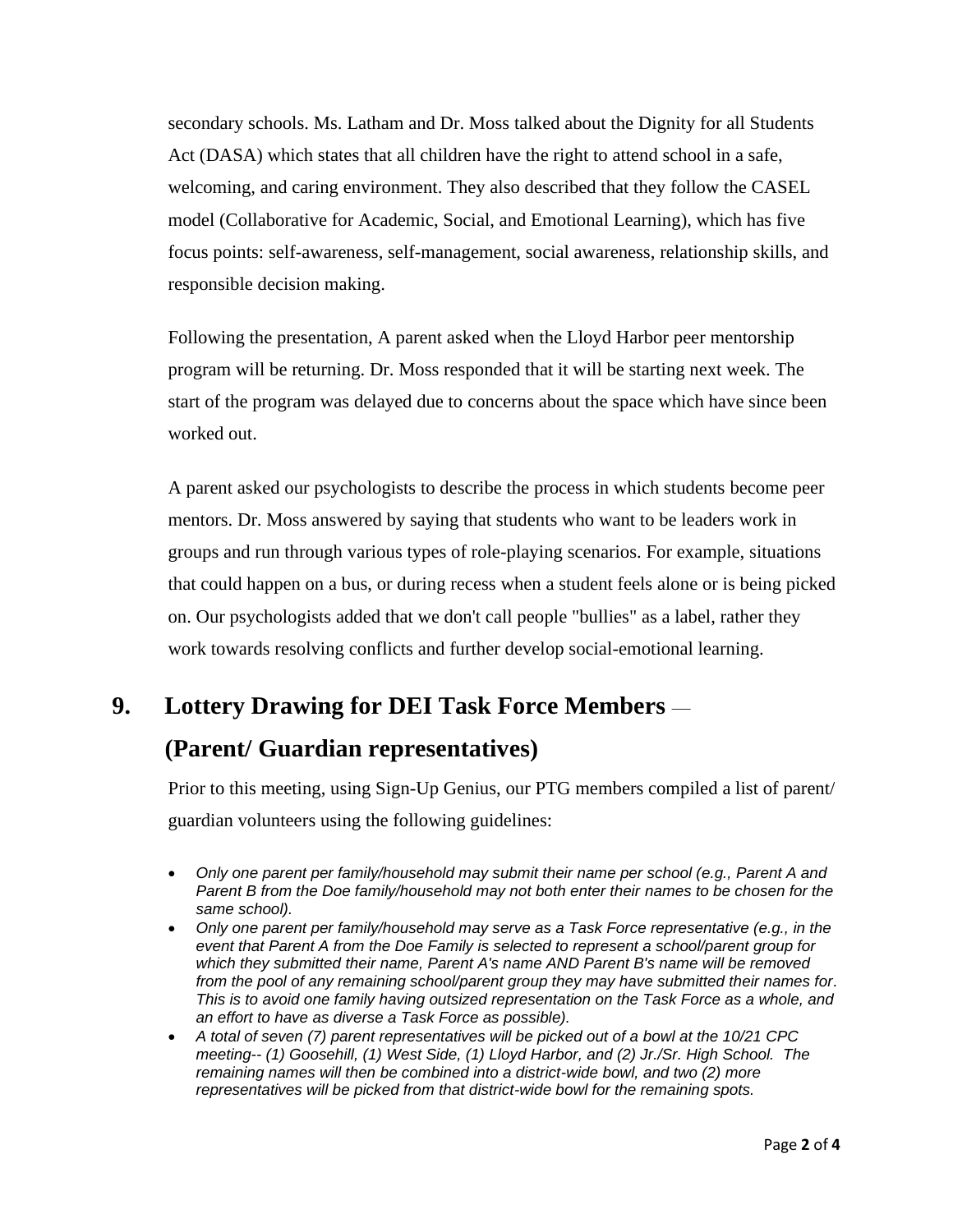secondary schools. Ms. Latham and Dr. Moss talked about the Dignity for all Students Act (DASA) which states that all children have the right to attend school in a safe, welcoming, and caring environment. They also described that they follow the CASEL model (Collaborative for Academic, Social, and Emotional Learning), which has five focus points: self-awareness, self-management, social awareness, relationship skills, and responsible decision making.

Following the presentation, A parent asked when the Lloyd Harbor peer mentorship program will be returning. Dr. Moss responded that it will be starting next week. The start of the program was delayed due to concerns about the space which have since been worked out.

A parent asked our psychologists to describe the process in which students become peer mentors. Dr. Moss answered by saying that students who want to be leaders work in groups and run through various types of role-playing scenarios. For example, situations that could happen on a bus, or during recess when a student feels alone or is being picked on. Our psychologists added that we don't call people "bullies" as a label, rather they work towards resolving conflicts and further develop social-emotional learning.

## 9. Lottery Drawing for DEI Task Force Members — (Parent/ Guardian representatives)

Prior to this meeting, using Sign-Up Genius, our PTG members compiled a list of parent/ guardian volunteers using the following guidelines:

- *Only one parent per family/household may submit their name per school (e.g., Parent A and Parent B from the Doe family/household may not both enter their names to be chosen for the same school).*
- *Only one parent per family/household may serve as a Task Force representative (e.g., in the event that Parent A from the Doe Family is selected to represent a school/parent group for which they submitted their name, Parent A's name AND Parent B's name will be removed from the pool of any remaining school/parent group they may have submitted their names for. This is to avoid one family having outsized representation on the Task Force as a whole, and an effort to have as diverse a Task Force as possible).*
- *A total of seven (7) parent representatives will be picked out of a bowl at the 10/21 CPC meeting-- (1) Goosehill, (1) West Side, (1) Lloyd Harbor, and (2) Jr./Sr. High School. The remaining names will then be combined into a district-wide bowl, and two (2) more representatives will be picked from that district-wide bowl for the remaining spots.*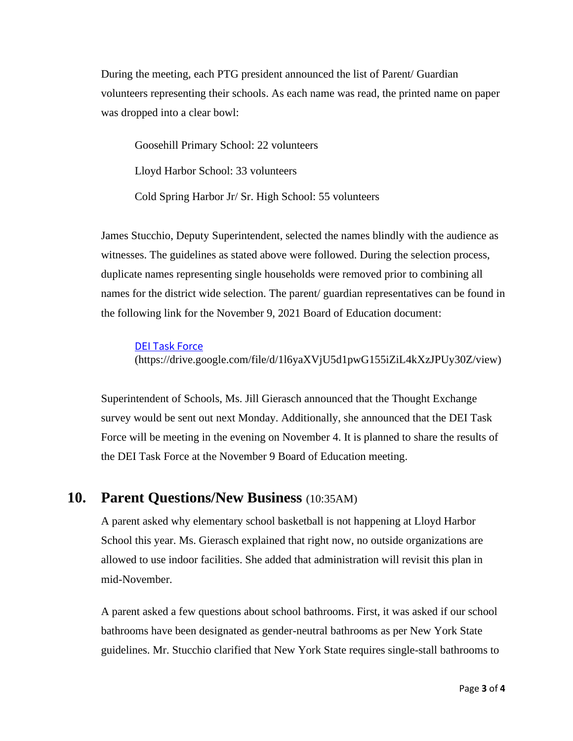During the meeting, each PTG president announced the list of Parent/ Guardian volunteers representing their schools. As each name was read, the printed name on paper was dropped into a clear bowl:

Goosehill Primary School: 22 volunteers

Lloyd Harbor School: 33 volunteers

Cold Spring Harbor Jr/ Sr. High School: 55 volunteers

James Stucchio, Deputy Superintendent, selected the names blindly with the audience as witnesses. The guidelines as stated above were followed. During the selection process, duplicate names representing single households were removed prior to combining all names for the district wide selection. The parent/ guardian representatives can be found in the following link for the November 9, 2021 Board of Education document:

[DEI Task Force](https://drive.google.com/file/d/1l6yaXVjU5d1pwG155iZiL4kXzJPUy30Z/view)
(https://drive.google.com/file/d/1l6yaXVjU5d1pwG155iZiL4kXzJPUy30Z/view)

Superintendent of Schools, Ms. Jill Gierasch announced that the Thought Exchange survey would be sent out next Monday. Additionally, she announced that the DEI Task Force will be meeting in the evening on November 4. It is planned to share the results of the DEI Task Force at the November 9 Board of Education meeting.

## 10. Parent Questions/New Business (10:35AM)

A parent asked why elementary school basketball is not happening at Lloyd Harbor School this year. Ms. Gierasch explained that right now, no outside organizations are allowed to use indoor facilities. She added that administration will revisit this plan in mid-November.

A parent asked a few questions about school bathrooms. First, it was asked if our school bathrooms have been designated as gender-neutral bathrooms as per New York State guidelines. Mr. Stucchio clarified that New York State requires single-stall bathrooms to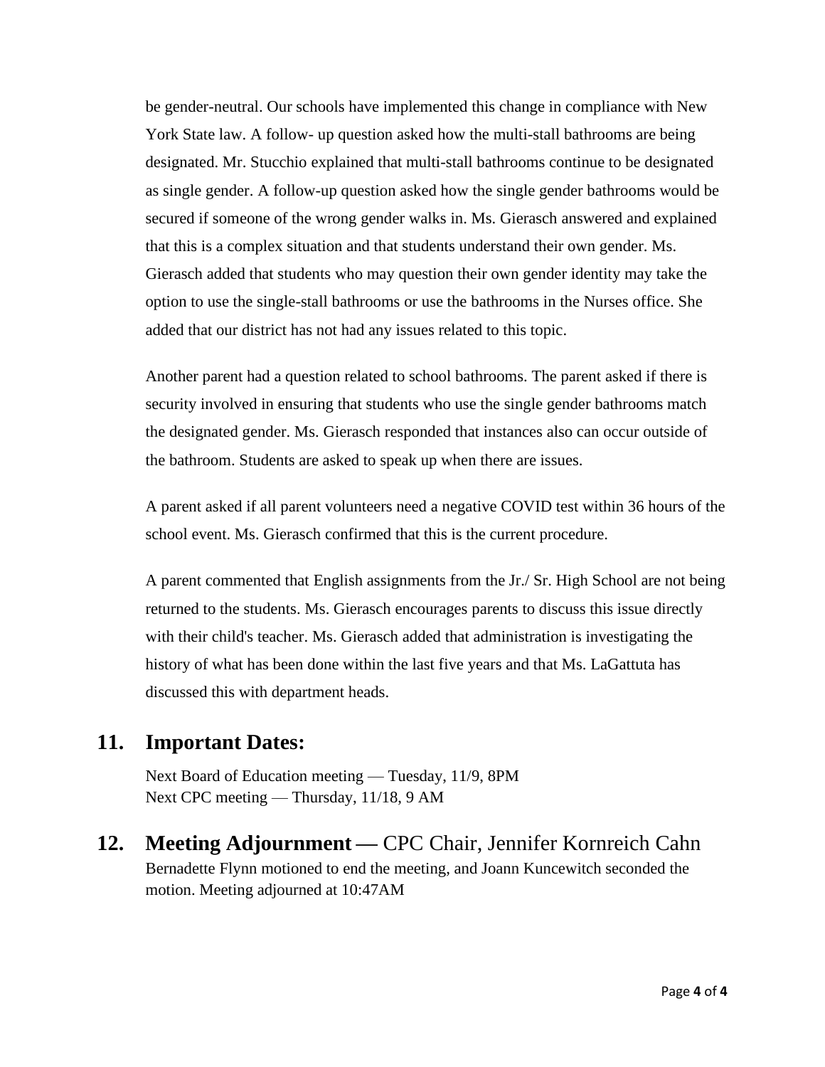be gender-neutral. Our schools have implemented this change in compliance with New York State law. A follow- up question asked how the multi-stall bathrooms are being designated. Mr. Stucchio explained that multi-stall bathrooms continue to be designated as single gender. A follow-up question asked how the single gender bathrooms would be secured if someone of the wrong gender walks in. Ms. Gierasch answered and explained that this is a complex situation and that students understand their own gender. Ms. Gierasch added that students who may question their own gender identity may take the option to use the single-stall bathrooms or use the bathrooms in the Nurses office. She added that our district has not had any issues related to this topic.

Another parent had a question related to school bathrooms. The parent asked if there is security involved in ensuring that students who use the single gender bathrooms match the designated gender. Ms. Gierasch responded that instances also can occur outside of the bathroom. Students are asked to speak up when there are issues.

A parent asked if all parent volunteers need a negative COVID test within 36 hours of the school event. Ms. Gierasch confirmed that this is the current procedure.

A parent commented that English assignments from the Jr./ Sr. High School are not being returned to the students. Ms. Gierasch encourages parents to discuss this issue directly with their child's teacher. Ms. Gierasch added that administration is investigating the history of what has been done within the last five years and that Ms. LaGattuta has discussed this with department heads.

## 11. Important Dates:

Next Board of Education meeting — Tuesday, 11/9, 8PM
Next CPC meeting — Thursday, 11/18, 9 AM

## 12. Meeting Adjournment — CPC Chair, Jennifer Kornreich Cahn

Bernadette Flynn motioned to end the meeting, and Joann Kuncewitch seconded the motion. Meeting adjourned at 10:47AM